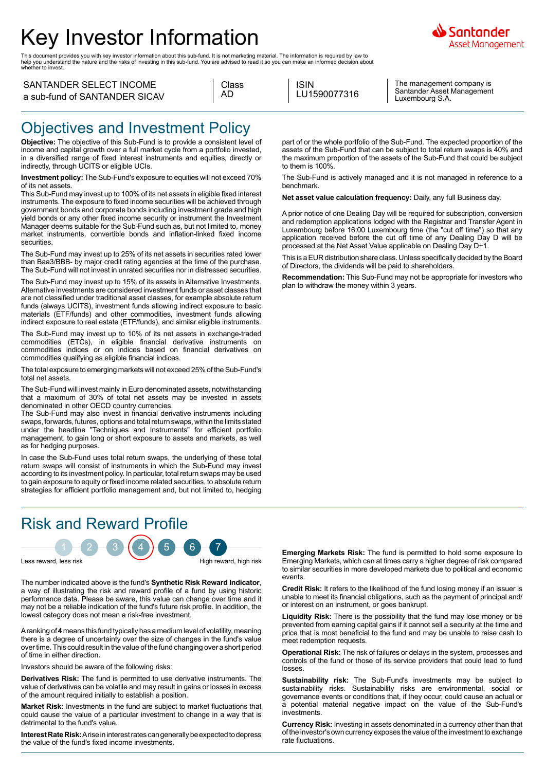# Key Investor Information

This document provides you with key investor information about this sub-fund. It is not marketing material. The information is required by law to help you understand the nature and the risks of investing in this sub-fund. You are advised to read it so you can make an informed decision about whether to invest.

| SANTANDER SELECT INCOME a sub-fund of SANTANDER SICAV | Class AD | ISIN LU1590077316 | The management company is Santander Asset Management Luxembourg S.A. |
|---|---|---|---|

## Objectives and Investment Policy

**Objective:** The objective of this Sub-Fund is to provide a consistent level of income and capital growth over a full market cycle from a portfolio invested, in a diversified range of fixed interest instruments and equities, directly or indirectly, through UCITS or eligible UCIs.

**Investment policy:** The Sub-Fund's exposure to equities will not exceed 70% of its net assets.

This Sub-Fund may invest up to 100% of its net assets in eligible fixed interest instruments. The exposure to fixed income securities will be achieved through government bonds and corporate bonds including investment grade and high yield bonds or any other fixed income security or instrument the Investment Manager deems suitable for the Sub-Fund such as, but not limited to, money market instruments, convertible bonds and inflation-linked fixed income securities.

The Sub-Fund may invest up to 25% of its net assets in securities rated lower than Baa3/BBB- by major credit rating agencies at the time of the purchase. The Sub-Fund will not invest in unrated securities nor in distressed securities.

The Sub-Fund may invest up to 15% of its assets in Alternative Investments. Alternative investments are considered investment funds or asset classes that are not classified under traditional asset classes, for example absolute return funds (always UCITS), investment funds allowing indirect exposure to basic materials (ETF/funds) and other commodities, investment funds allowing indirect exposure to real estate (ETF/funds), and similar eligible instruments.

The Sub-Fund may invest up to 10% of its net assets in exchange-traded commodities (ETCs), in eligible financial derivative instruments on commodities indices or on indices based on financial derivatives on commodities qualifying as eligible financial indices.

The total exposure to emerging markets will not exceed 25% of the Sub-Fund's total net assets.

The Sub-Fund will invest mainly in Euro denominated assets, notwithstanding that a maximum of 30% of total net assets may be invested in assets denominated in other OECD country currencies.

The Sub-Fund may also invest in financial derivative instruments including swaps, forwards, futures, options and total return swaps, within the limits stated under the headline "Techniques and Instruments" for efficient portfolio management, to gain long or short exposure to assets and markets, as well as for hedging purposes.

In case the Sub-Fund uses total return swaps, the underlying of these total return swaps will consist of instruments in which the Sub-Fund may invest according to its investment policy. In particular, total return swaps may be used to gain exposure to equity or fixed income related securities, to absolute return strategies for efficient portfolio management and, but not limited to, hedging part of or the whole portfolio of the Sub-Fund. The expected proportion of the assets of the Sub-Fund that can be subject to total return swaps is 40% and the maximum proportion of the assets of the Sub-Fund that could be subject to them is 100%.

The Sub-Fund is actively managed and it is not managed in reference to a benchmark.

**Net asset value calculation frequency:** Daily, any full Business day.

A prior notice of one Dealing Day will be required for subscription, conversion and redemption applications lodged with the Registrar and Transfer Agent in Luxembourg before 16:00 Luxembourg time (the "cut off time") so that any application received before the cut off time of any Dealing Day D will be processed at the Net Asset Value applicable on Dealing Day D+1.

This is a EUR distribution share class. Unless specifically decided by the Board of Directors, the dividends will be paid to shareholders.

**Recommendation:** This Sub-Fund may not be appropriate for investors who plan to withdraw the money within 3 years.

## Risk and Reward Profile

1 2 3 **4** 5 6 7

Less reward, less risk — High reward, high risk

The number indicated above is the fund's **Synthetic Risk Reward Indicator**, a way of illustrating the risk and reward profile of a fund by using historic performance data. Please be aware, this value can change over time and it may not be a reliable indication of the fund's future risk profile. In addition, the lowest category does not mean a risk-free investment.

A ranking of **4** means this fund typically has a medium level of volatility, meaning there is a degree of uncertainty over the size of changes in the fund's value over time. This could result in the value of the fund changing over a short period of time in either direction.

Investors should be aware of the following risks:

**Derivatives Risk:** The fund is permitted to use derivative instruments. The value of derivatives can be volatile and may result in gains or losses in excess of the amount required initially to establish a position.

**Market Risk:** Investments in the fund are subject to market fluctuations that could cause the value of a particular investment to change in a way that is detrimental to the fund's value.

**Interest Rate Risk:** A rise in interest rates can generally be expected to depress the value of the fund's fixed income investments.

**Emerging Markets Risk:** The fund is permitted to hold some exposure to Emerging Markets, which can at times carry a higher degree of risk compared to similar securities in more developed markets due to political and economic events.

**Credit Risk:** It refers to the likelihood of the fund losing money if an issuer is unable to meet its financial obligations, such as the payment of principal and/ or interest on an instrument, or goes bankrupt.

**Liquidity Risk:** There is the possibility that the fund may lose money or be prevented from earning capital gains if it cannot sell a security at the time and price that is most beneficial to the fund and may be unable to raise cash to meet redemption requests.

**Operational Risk:** The risk of failures or delays in the system, processes and controls of the fund or those of its service providers that could lead to fund losses.

**Sustainability risk:** The Sub-Fund's investments may be subject to sustainability risks. Sustainability risks are environmental, social or governance events or conditions that, if they occur, could cause an actual or a potential material negative impact on the value of the Sub-Fund's investments.

**Currency Risk:** Investing in assets denominated in a currency other than that of the investor's own currency exposes the value of the investment to exchange rate fluctuations.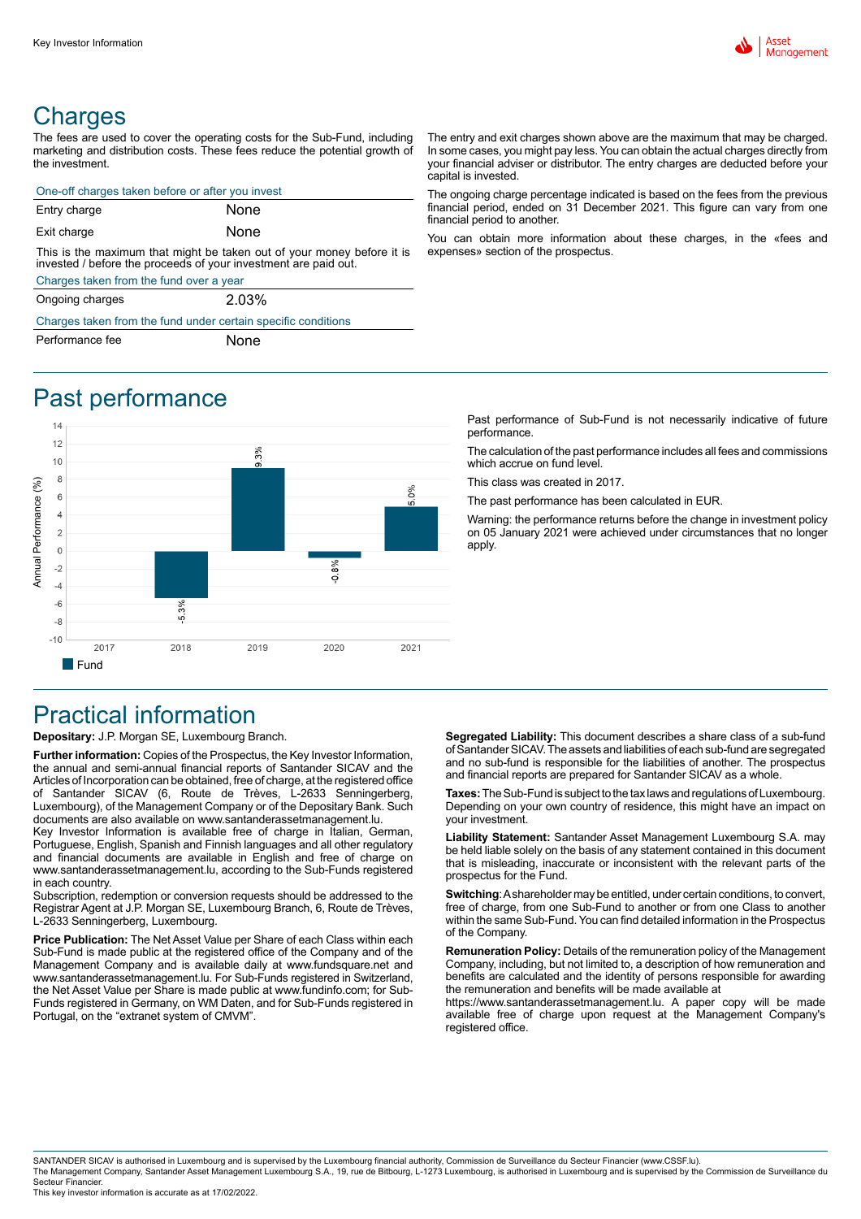## Charges

The fees are used to cover the operating costs for the Sub-Fund, including marketing and distribution costs. These fees reduce the potential growth of the investment.

| One-off charges taken before or after you invest | |
|---|---|
| Entry charge | None |
| Exit charge | None |
| This is the maximum that might be taken out of your money before it is invested / before the proceeds of your investment are paid out. | |
| **Charges taken from the fund over a year** | |
| Ongoing charges | 2.03% |
| **Charges taken from the fund under certain specific conditions** | |
| Performance fee | None |

The entry and exit charges shown above are the maximum that may be charged. In some cases, you might pay less. You can obtain the actual charges directly from your financial adviser or distributor. The entry charges are deducted before your capital is invested.

The ongoing charge percentage indicated is based on the fees from the previous financial period, ended on 31 December 2021. This figure can vary from one financial period to another.

You can obtain more information about these charges, in the «fees and expenses» section of the prospectus.

## Past performance

Annual Performance (%)

14
12
10
8
6
4
2
0
-2
-4
-6
-8
-10

2017 2018 2019 2020 2021

-5.3%
9.3%
-0.8%
5.0%

Fund

Past performance of Sub-Fund is not necessarily indicative of future performance.

The calculation of the past performance includes all fees and commissions which accrue on fund level.

This class was created in 2017.

The past performance has been calculated in EUR.

Warning: the performance returns before the change in investment policy on 05 January 2021 were achieved under circumstances that no longer apply.

## Practical information

**Depositary:** J.P. Morgan SE, Luxembourg Branch.

**Further information:** Copies of the Prospectus, the Key Investor Information, the annual and semi-annual financial reports of Santander SICAV and the Articles of Incorporation can be obtained, free of charge, at the registered office of Santander SICAV (6, Route de Trèves, L-2633 Senningerberg, Luxembourg), of the Management Company or of the Depositary Bank. Such documents are also available on www.santanderassetmanagement.lu.
Key Investor Information is available free of charge in Italian, German, Portuguese, English, Spanish and Finnish languages and all other regulatory and financial documents are available in English and free of charge on www.santanderassetmanagement.lu, according to the Sub-Funds registered in each country.
Subscription, redemption or conversion requests should be addressed to the Registrar Agent at J.P. Morgan SE, Luxembourg Branch, 6, Route de Trèves, L-2633 Senningerberg, Luxembourg.

**Price Publication:** The Net Asset Value per Share of each Class within each Sub-Fund is made public at the registered office of the Company and of the Management Company and is available daily at www.fundsquare.net and www.santanderassetmanagement.lu. For Sub-Funds registered in Switzerland, the Net Asset Value per Share is made public at www.fundinfo.com; for Sub-Funds registered in Germany, on WM Daten, and for Sub-Funds registered in Portugal, on the "extranet system of CMVM".

**Segregated Liability:** This document describes a share class of a sub-fund of Santander SICAV. The assets and liabilities of each sub-fund are segregated and no sub-fund is responsible for the liabilities of another. The prospectus and financial reports are prepared for Santander SICAV as a whole.

**Taxes:** The Sub-Fund is subject to the tax laws and regulations of Luxembourg. Depending on your own country of residence, this might have an impact on your investment.

**Liability Statement:** Santander Asset Management Luxembourg S.A. may be held liable solely on the basis of any statement contained in this document that is misleading, inaccurate or inconsistent with the relevant parts of the prospectus for the Fund.

**Switching**: A shareholder may be entitled, under certain conditions, to convert, free of charge, from one Sub-Fund to another or from one Class to another within the same Sub-Fund. You can find detailed information in the Prospectus of the Company.

**Remuneration Policy:** Details of the remuneration policy of the Management Company, including, but not limited to, a description of how remuneration and benefits are calculated and the identity of persons responsible for awarding the remuneration and benefits will be made available at https://www.santanderassetmanagement.lu. A paper copy will be made available free of charge upon request at the Management Company's registered office.

SANTANDER SICAV is authorised in Luxembourg and is supervised by the Luxembourg financial authority, Commission de Surveillance du Secteur Financier (www.CSSF.lu).
The Management Company, Santander Asset Management Luxembourg S.A., 19, rue de Bitbourg, L-1273 Luxembourg, is authorised in Luxembourg and is supervised by the Commission de Surveillance du Secteur Financier.
This key investor information is accurate as at 17/02/2022.